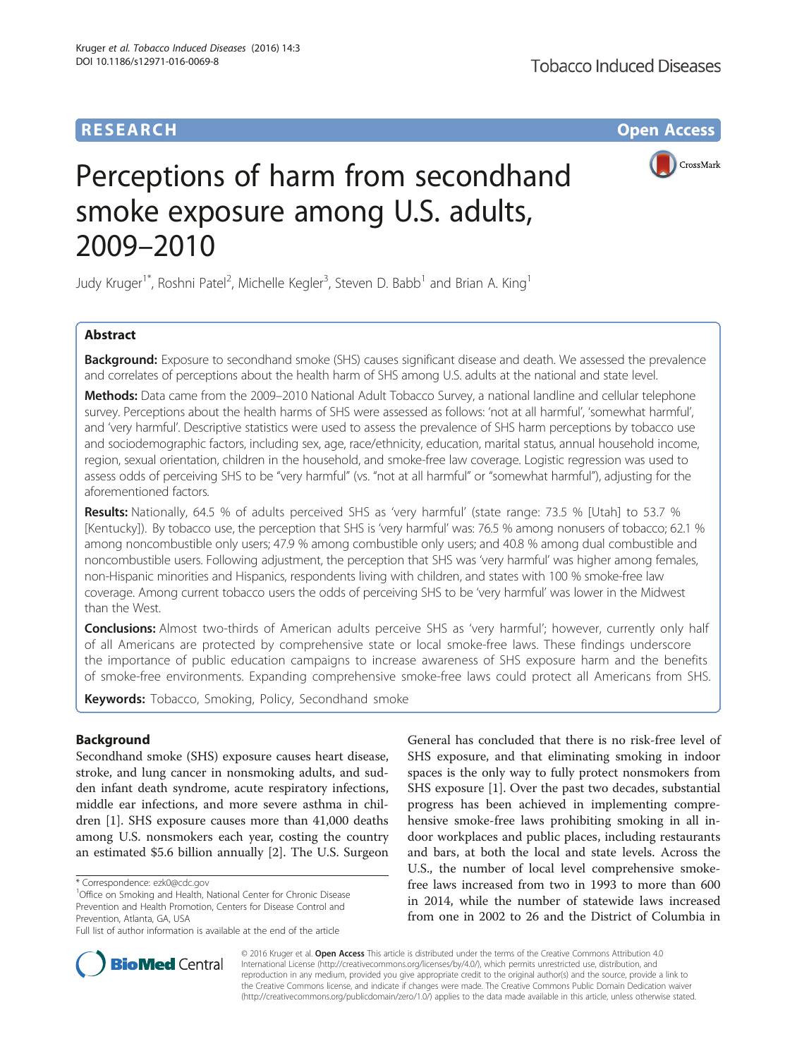RESEARCH Open Access

# Perceptions of harm from secondhand smoke exposure among U.S. adults, 2009–2010

Judy Kruger[1*], Roshni Patel[2], Michelle Kegler[3], Steven D. Babb[1] and Brian A. King[1]

## Abstract

**Background:** Exposure to secondhand smoke (SHS) causes significant disease and death. We assessed the prevalence and correlates of perceptions about the health harm of SHS among U.S. adults at the national and state level.

**Methods:** Data came from the 2009–2010 National Adult Tobacco Survey, a national landline and cellular telephone survey. Perceptions about the health harms of SHS were assessed as follows: 'not at all harmful', 'somewhat harmful', and 'very harmful'. Descriptive statistics were used to assess the prevalence of SHS harm perceptions by tobacco use and sociodemographic factors, including sex, age, race/ethnicity, education, marital status, annual household income, region, sexual orientation, children in the household, and smoke-free law coverage. Logistic regression was used to assess odds of perceiving SHS to be "very harmful" (vs. "not at all harmful" or "somewhat harmful"), adjusting for the aforementioned factors.

**Results:** Nationally, 64.5 % of adults perceived SHS as 'very harmful' (state range: 73.5 % [Utah] to 53.7 % [Kentucky]). By tobacco use, the perception that SHS is 'very harmful' was: 76.5 % among nonusers of tobacco; 62.1 % among noncombustible only users; 47.9 % among combustible only users; and 40.8 % among dual combustible and noncombustible users. Following adjustment, the perception that SHS was 'very harmful' was higher among females, non-Hispanic minorities and Hispanics, respondents living with children, and states with 100 % smoke-free law coverage. Among current tobacco users the odds of perceiving SHS to be 'very harmful' was lower in the Midwest than the West.

**Conclusions:** Almost two-thirds of American adults perceive SHS as 'very harmful'; however, currently only half of all Americans are protected by comprehensive state or local smoke-free laws. These findings underscore the importance of public education campaigns to increase awareness of SHS exposure harm and the benefits of smoke-free environments. Expanding comprehensive smoke-free laws could protect all Americans from SHS.

**Keywords:** Tobacco, Smoking, Policy, Secondhand smoke

## Background

Secondhand smoke (SHS) exposure causes heart disease, stroke, and lung cancer in nonsmoking adults, and sudden infant death syndrome, acute respiratory infections, middle ear infections, and more severe asthma in children [1]. SHS exposure causes more than 41,000 deaths among U.S. nonsmokers each year, costing the country an estimated $5.6 billion annually [2]. The U.S. Surgeon General has concluded that there is no risk-free level of SHS exposure, and that eliminating smoking in indoor spaces is the only way to fully protect nonsmokers from SHS exposure [1]. Over the past two decades, substantial progress has been achieved in implementing comprehensive smoke-free laws prohibiting smoking in all indoor workplaces and public places, including restaurants and bars, at both the local and state levels. Across the U.S., the number of local level comprehensive smoke-free laws increased from two in 1993 to more than 600 in 2014, while the number of statewide laws increased from one in 2002 to 26 and the District of Columbia in

\* Correspondence: ezk0@cdc.gov
[1]Office on Smoking and Health, National Center for Chronic Disease Prevention and Health Promotion, Centers for Disease Control and Prevention, Atlanta, GA, USA
Full list of author information is available at the end of the article

© 2016 Kruger et al. **Open Access** This article is distributed under the terms of the Creative Commons Attribution 4.0 International License (http://creativecommons.org/licenses/by/4.0/), which permits unrestricted use, distribution, and reproduction in any medium, provided you give appropriate credit to the original author(s) and the source, provide a link to the Creative Commons license, and indicate if changes were made. The Creative Commons Public Domain Dedication waiver (http://creativecommons.org/publicdomain/zero/1.0/) applies to the data made available in this article, unless otherwise stated.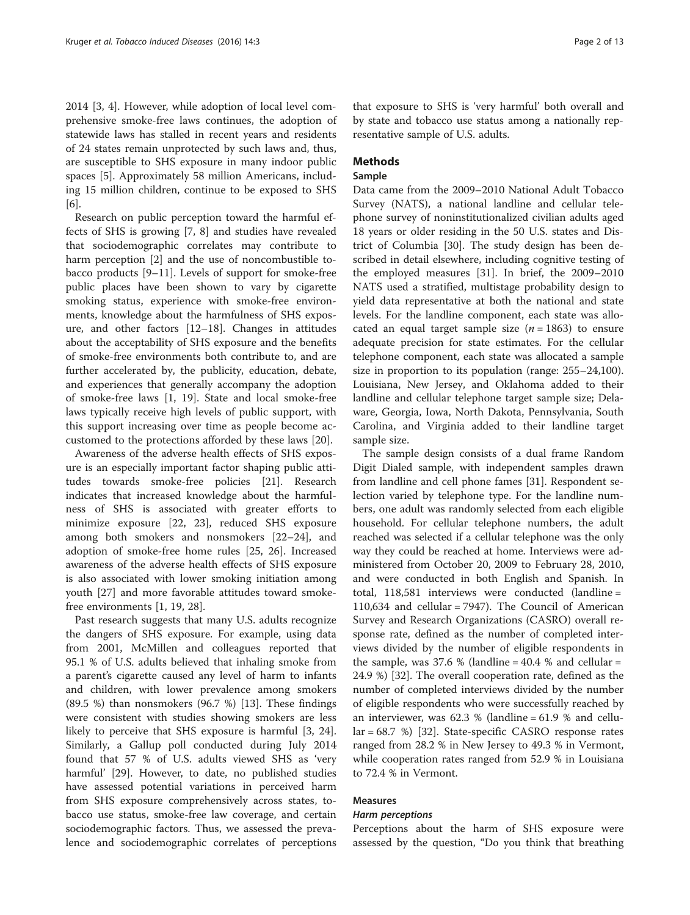2014 [3, 4]. However, while adoption of local level comprehensive smoke-free laws continues, the adoption of statewide laws has stalled in recent years and residents of 24 states remain unprotected by such laws and, thus, are susceptible to SHS exposure in many indoor public spaces [5]. Approximately 58 million Americans, including 15 million children, continue to be exposed to SHS [6].

Research on public perception toward the harmful effects of SHS is growing [7, 8] and studies have revealed that sociodemographic correlates may contribute to harm perception [2] and the use of noncombustible tobacco products [9–11]. Levels of support for smoke-free public places have been shown to vary by cigarette smoking status, experience with smoke-free environments, knowledge about the harmfulness of SHS exposure, and other factors [12–18]. Changes in attitudes about the acceptability of SHS exposure and the benefits of smoke-free environments both contribute to, and are further accelerated by, the publicity, education, debate, and experiences that generally accompany the adoption of smoke-free laws [1, 19]. State and local smoke-free laws typically receive high levels of public support, with this support increasing over time as people become accustomed to the protections afforded by these laws [20].

Awareness of the adverse health effects of SHS exposure is an especially important factor shaping public attitudes towards smoke-free policies [21]. Research indicates that increased knowledge about the harmfulness of SHS is associated with greater efforts to minimize exposure [22, 23], reduced SHS exposure among both smokers and nonsmokers [22–24], and adoption of smoke-free home rules [25, 26]. Increased awareness of the adverse health effects of SHS exposure is also associated with lower smoking initiation among youth [27] and more favorable attitudes toward smoke-free environments [1, 19, 28].

Past research suggests that many U.S. adults recognize the dangers of SHS exposure. For example, using data from 2001, McMillen and colleagues reported that 95.1 % of U.S. adults believed that inhaling smoke from a parent's cigarette caused any level of harm to infants and children, with lower prevalence among smokers (89.5 %) than nonsmokers (96.7 %) [13]. These findings were consistent with studies showing smokers are less likely to perceive that SHS exposure is harmful [3, 24]. Similarly, a Gallup poll conducted during July 2014 found that 57 % of U.S. adults viewed SHS as 'very harmful' [29]. However, to date, no published studies have assessed potential variations in perceived harm from SHS exposure comprehensively across states, tobacco use status, smoke-free law coverage, and certain sociodemographic factors. Thus, we assessed the prevalence and sociodemographic correlates of perceptions that exposure to SHS is 'very harmful' both overall and by state and tobacco use status among a nationally representative sample of U.S. adults.

## Methods

### Sample

Data came from the 2009–2010 National Adult Tobacco Survey (NATS), a national landline and cellular telephone survey of noninstitutionalized civilian adults aged 18 years or older residing in the 50 U.S. states and District of Columbia [30]. The study design has been described in detail elsewhere, including cognitive testing of the employed measures [31]. In brief, the 2009–2010 NATS used a stratified, multistage probability design to yield data representative at both the national and state levels. For the landline component, each state was allocated an equal target sample size ($n = 1863$) to ensure adequate precision for state estimates. For the cellular telephone component, each state was allocated a sample size in proportion to its population (range: 255–24,100). Louisiana, New Jersey, and Oklahoma added to their landline and cellular telephone target sample size; Delaware, Georgia, Iowa, North Dakota, Pennsylvania, South Carolina, and Virginia added to their landline target sample size.

The sample design consists of a dual frame Random Digit Dialed sample, with independent samples drawn from landline and cell phone fames [31]. Respondent selection varied by telephone type. For the landline numbers, one adult was randomly selected from each eligible household. For cellular telephone numbers, the adult reached was selected if a cellular telephone was the only way they could be reached at home. Interviews were administered from October 20, 2009 to February 28, 2010, and were conducted in both English and Spanish. In total, 118,581 interviews were conducted (landline = 110,634 and cellular = 7947). The Council of American Survey and Research Organizations (CASRO) overall response rate, defined as the number of completed interviews divided by the number of eligible respondents in the sample, was 37.6 % (landline = 40.4 % and cellular = 24.9 %) [32]. The overall cooperation rate, defined as the number of completed interviews divided by the number of eligible respondents who were successfully reached by an interviewer, was 62.3 % (landline = 61.9 % and cellular = 68.7 %) [32]. State-specific CASRO response rates ranged from 28.2 % in New Jersey to 49.3 % in Vermont, while cooperation rates ranged from 52.9 % in Louisiana to 72.4 % in Vermont.

### Measures

#### *Harm perceptions*

Perceptions about the harm of SHS exposure were assessed by the question, "Do you think that breathing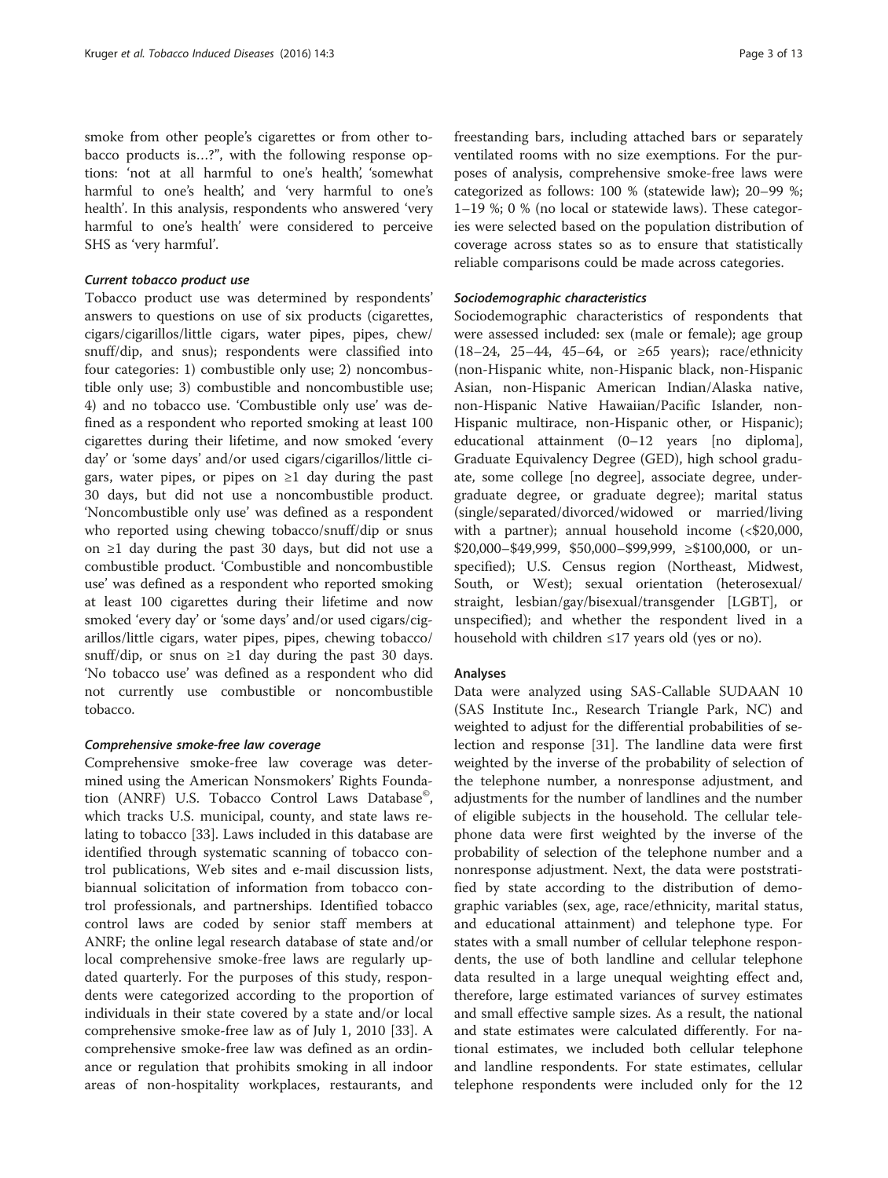smoke from other people's cigarettes or from other tobacco products is…?", with the following response options: 'not at all harmful to one's health', 'somewhat harmful to one's health', and 'very harmful to one's health'. In this analysis, respondents who answered 'very harmful to one's health' were considered to perceive SHS as 'very harmful'.

#### *Current tobacco product use*

Tobacco product use was determined by respondents' answers to questions on use of six products (cigarettes, cigars/cigarillos/little cigars, water pipes, pipes, chew/snuff/dip, and snus); respondents were classified into four categories: 1) combustible only use; 2) noncombustible only use; 3) combustible and noncombustible use; 4) and no tobacco use. 'Combustible only use' was defined as a respondent who reported smoking at least 100 cigarettes during their lifetime, and now smoked 'every day' or 'some days' and/or used cigars/cigarillos/little cigars, water pipes, or pipes on ≥1 day during the past 30 days, but did not use a noncombustible product. 'Noncombustible only use' was defined as a respondent who reported using chewing tobacco/snuff/dip or snus on ≥1 day during the past 30 days, but did not use a combustible product. 'Combustible and noncombustible use' was defined as a respondent who reported smoking at least 100 cigarettes during their lifetime and now smoked 'every day' or 'some days' and/or used cigars/cigarillos/little cigars, water pipes, pipes, chewing tobacco/snuff/dip, or snus on ≥1 day during the past 30 days. 'No tobacco use' was defined as a respondent who did not currently use combustible or noncombustible tobacco.

#### *Comprehensive smoke-free law coverage*

Comprehensive smoke-free law coverage was determined using the American Nonsmokers' Rights Foundation (ANRF) U.S. Tobacco Control Laws Database©, which tracks U.S. municipal, county, and state laws relating to tobacco [33]. Laws included in this database are identified through systematic scanning of tobacco control publications, Web sites and e-mail discussion lists, biannual solicitation of information from tobacco control professionals, and partnerships. Identified tobacco control laws are coded by senior staff members at ANRF; the online legal research database of state and/or local comprehensive smoke-free laws are regularly updated quarterly. For the purposes of this study, respondents were categorized according to the proportion of individuals in their state covered by a state and/or local comprehensive smoke-free law as of July 1, 2010 [33]. A comprehensive smoke-free law was defined as an ordinance or regulation that prohibits smoking in all indoor areas of non-hospitality workplaces, restaurants, and freestanding bars, including attached bars or separately ventilated rooms with no size exemptions. For the purposes of analysis, comprehensive smoke-free laws were categorized as follows: 100 % (statewide law); 20–99 %; 1–19 %; 0 % (no local or statewide laws). These categories were selected based on the population distribution of coverage across states so as to ensure that statistically reliable comparisons could be made across categories.

#### *Sociodemographic characteristics*

Sociodemographic characteristics of respondents that were assessed included: sex (male or female); age group (18–24, 25–44, 45–64, or ≥65 years); race/ethnicity (non-Hispanic white, non-Hispanic black, non-Hispanic Asian, non-Hispanic American Indian/Alaska native, non-Hispanic Native Hawaiian/Pacific Islander, non-Hispanic multirace, non-Hispanic other, or Hispanic); educational attainment (0–12 years [no diploma], Graduate Equivalency Degree (GED), high school graduate, some college [no degree], associate degree, undergraduate degree, or graduate degree); marital status (single/separated/divorced/widowed or married/living with a partner); annual household income (<$20,000, $20,000–$49,999, $50,000–$99,999, ≥$100,000, or unspecified); U.S. Census region (Northeast, Midwest, South, or West); sexual orientation (heterosexual/straight, lesbian/gay/bisexual/transgender [LGBT], or unspecified); and whether the respondent lived in a household with children ≤17 years old (yes or no).

### Analyses

Data were analyzed using SAS-Callable SUDAAN 10 (SAS Institute Inc., Research Triangle Park, NC) and weighted to adjust for the differential probabilities of selection and response [31]. The landline data were first weighted by the inverse of the probability of selection of the telephone number, a nonresponse adjustment, and adjustments for the number of landlines and the number of eligible subjects in the household. The cellular telephone data were first weighted by the inverse of the probability of selection of the telephone number and a nonresponse adjustment. Next, the data were poststratified by state according to the distribution of demographic variables (sex, age, race/ethnicity, marital status, and educational attainment) and telephone type. For states with a small number of cellular telephone respondents, the use of both landline and cellular telephone data resulted in a large unequal weighting effect and, therefore, large estimated variances of survey estimates and small effective sample sizes. As a result, the national and state estimates were calculated differently. For national estimates, we included both cellular telephone and landline respondents. For state estimates, cellular telephone respondents were included only for the 12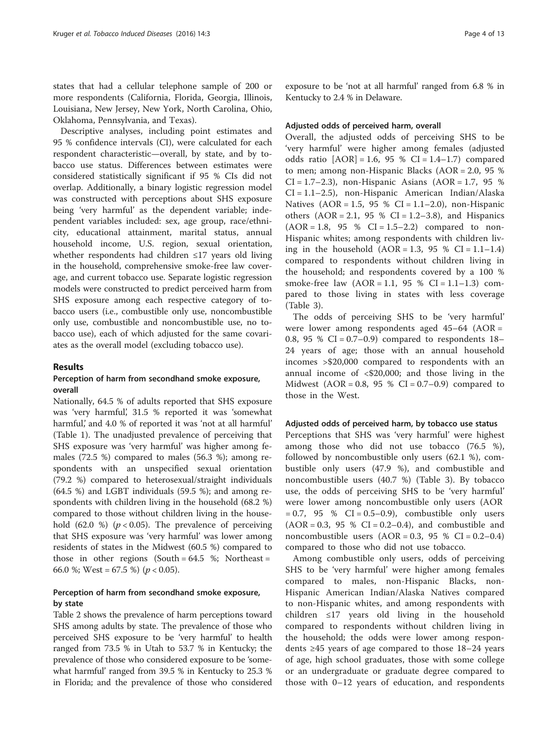states that had a cellular telephone sample of 200 or more respondents (California, Florida, Georgia, Illinois, Louisiana, New Jersey, New York, North Carolina, Ohio, Oklahoma, Pennsylvania, and Texas).

Descriptive analyses, including point estimates and 95 % confidence intervals (CI), were calculated for each respondent characteristic—overall, by state, and by tobacco use status. Differences between estimates were considered statistically significant if 95 % CIs did not overlap. Additionally, a binary logistic regression model was constructed with perceptions about SHS exposure being 'very harmful' as the dependent variable; independent variables included: sex, age group, race/ethnicity, educational attainment, marital status, annual household income, U.S. region, sexual orientation, whether respondents had children ≤17 years old living in the household, comprehensive smoke-free law coverage, and current tobacco use. Separate logistic regression models were constructed to predict perceived harm from SHS exposure among each respective category of tobacco users (i.e., combustible only use, noncombustible only use, combustible and noncombustible use, no tobacco use), each of which adjusted for the same covariates as the overall model (excluding tobacco use).

## Results

### Perception of harm from secondhand smoke exposure, overall

Nationally, 64.5 % of adults reported that SHS exposure was 'very harmful,' 31.5 % reported it was 'somewhat harmful,' and 4.0 % of reported it was 'not at all harmful' (Table 1). The unadjusted prevalence of perceiving that SHS exposure was 'very harmful' was higher among females (72.5 %) compared to males (56.3 %); among respondents with an unspecified sexual orientation (79.2 %) compared to heterosexual/straight individuals (64.5 %) and LGBT individuals (59.5 %); and among respondents with children living in the household (68.2 %) compared to those without children living in the household (62.0 %) ($p < 0.05$). The prevalence of perceiving that SHS exposure was 'very harmful' was lower among residents of states in the Midwest (60.5 %) compared to those in other regions (South = 64.5 %; Northeast = 66.0 %; West = 67.5 %) ($p < 0.05$).

### Perception of harm from secondhand smoke exposure, by state

Table 2 shows the prevalence of harm perceptions toward SHS among adults by state. The prevalence of those who perceived SHS exposure to be 'very harmful' to health ranged from 73.5 % in Utah to 53.7 % in Kentucky; the prevalence of those who considered exposure to be 'somewhat harmful' ranged from 39.5 % in Kentucky to 25.3 % in Florida; and the prevalence of those who considered exposure to be 'not at all harmful' ranged from 6.8 % in Kentucky to 2.4 % in Delaware.

### Adjusted odds of perceived harm, overall

Overall, the adjusted odds of perceiving SHS to be 'very harmful' were higher among females (adjusted odds ratio [AOR] = 1.6, 95 % CI = 1.4–1.7) compared to men; among non-Hispanic Blacks (AOR = 2.0, 95 % CI = 1.7–2.3), non-Hispanic Asians (AOR = 1.7, 95 % CI = 1.1–2.5), non-Hispanic American Indian/Alaska Natives (AOR = 1.5, 95 % CI = 1.1–2.0), non-Hispanic others (AOR = 2.1, 95 % CI = 1.2–3.8), and Hispanics (AOR = 1.8, 95 % CI = 1.5–2.2) compared to non-Hispanic whites; among respondents with children living in the household (AOR = 1.3, 95 % CI = 1.1–1.4) compared to respondents without children living in the household; and respondents covered by a 100 % smoke-free law (AOR = 1.1, 95 % CI = 1.1–1.3) compared to those living in states with less coverage (Table 3).

The odds of perceiving SHS to be 'very harmful' were lower among respondents aged 45–64 (AOR = 0.8, 95 % CI = 0.7–0.9) compared to respondents 18–24 years of age; those with an annual household incomes >$20,000 compared to respondents with an annual income of <$20,000; and those living in the Midwest (AOR = 0.8, 95 % CI = 0.7–0.9) compared to those in the West.

### Adjusted odds of perceived harm, by tobacco use status

Perceptions that SHS was 'very harmful' were highest among those who did not use tobacco (76.5 %), followed by noncombustible only users (62.1 %), combustible only users (47.9 %), and combustible and noncombustible users (40.7 %) (Table 3). By tobacco use, the odds of perceiving SHS to be 'very harmful' were lower among noncombustible only users (AOR = 0.7, 95 % CI = 0.5–0.9), combustible only users (AOR = 0.3, 95 % CI = 0.2–0.4), and combustible and noncombustible users (AOR = 0.3, 95 % CI = 0.2–0.4) compared to those who did not use tobacco.

Among combustible only users, odds of perceiving SHS to be 'very harmful' were higher among females compared to males, non-Hispanic Blacks, non-Hispanic American Indian/Alaska Natives compared to non-Hispanic whites, and among respondents with children ≤17 years old living in the household compared to respondents without children living in the household; the odds were lower among respondents ≥45 years of age compared to those 18–24 years of age, high school graduates, those with some college or an undergraduate or graduate degree compared to those with 0–12 years of education, and respondents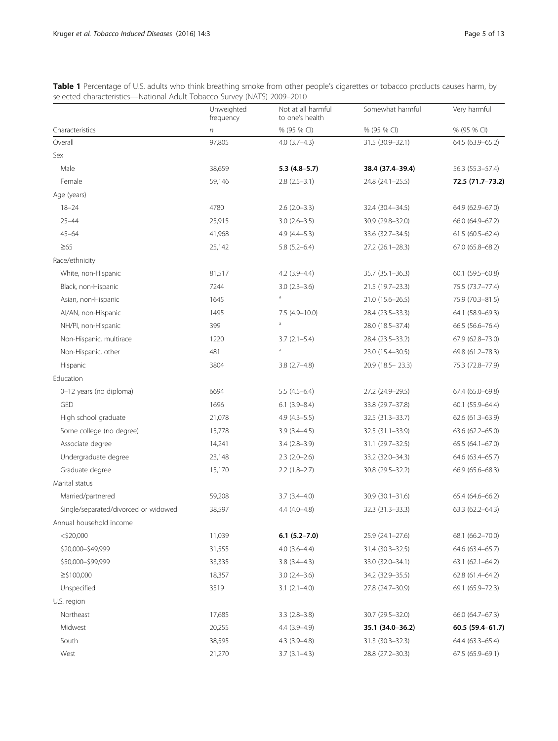**Table 1** Percentage of U.S. adults who think breathing smoke from other people's cigarettes or tobacco products causes harm, by selected characteristics—National Adult Tobacco Survey (NATS) 2009–2010

| | Unweighted frequency | Not at all harmful to one's health | Somewhat harmful | Very harmful |
|---|---|---|---|---|
| Characteristics | *n* | % (95 % CI) | % (95 % CI) | % (95 % CI) |
| Overall | 97,805 | 4.0 (3.7–4.3) | 31.5 (30.9–32.1) | 64.5 (63.9–65.2) |
| Sex | | | | |
| Male | 38,659 | **5.3 (4.8–5.7)** | **38.4 (37.4–39.4)** | 56.3 (55.3–57.4) |
| Female | 59,146 | 2.8 (2.5–3.1) | 24.8 (24.1–25.5) | **72.5 (71.7–73.2)** |
| Age (years) | | | | |
| 18–24 | 4780 | 2.6 (2.0–3.3) | 32.4 (30.4–34.5) | 64.9 (62.9–67.0) |
| 25–44 | 25,915 | 3.0 (2.6–3.5) | 30.9 (29.8–32.0) | 66.0 (64.9–67.2) |
| 45–64 | 41,968 | 4.9 (4.4–5.3) | 33.6 (32.7–34.5) | 61.5 (60.5–62.4) |
| ≥65 | 25,142 | 5.8 (5.2–6.4) | 27.2 (26.1–28.3) | 67.0 (65.8–68.2) |
| Race/ethnicity | | | | |
| White, non-Hispanic | 81,517 | 4.2 (3.9–4.4) | 35.7 (35.1–36.3) | 60.1 (59.5–60.8) |
| Black, non-Hispanic | 7244 | 3.0 (2.3–3.6) | 21.5 (19.7–23.3) | 75.5 (73.7–77.4) |
| Asian, non-Hispanic | 1645 | [a] | 21.0 (15.6–26.5) | 75.9 (70.3–81.5) |
| AI/AN, non-Hispanic | 1495 | 7.5 (4.9–10.0) | 28.4 (23.5–33.3) | 64.1 (58.9–69.3) |
| NH/PI, non-Hispanic | 399 | [a] | 28.0 (18.5–37.4) | 66.5 (56.6–76.4) |
| Non-Hispanic, multirace | 1220 | 3.7 (2.1–5.4) | 28.4 (23.5–33.2) | 67.9 (62.8–73.0) |
| Non-Hispanic, other | 481 | [a] | 23.0 (15.4–30.5) | 69.8 (61.2–78.3) |
| Hispanic | 3804 | 3.8 (2.7–4.8) | 20.9 (18.5– 23.3) | 75.3 (72.8–77.9) |
| Education | | | | |
| 0–12 years (no diploma) | 6694 | 5.5 (4.5–6.4) | 27.2 (24.9–29.5) | 67.4 (65.0–69.8) |
| GED | 1696 | 6.1 (3.9–8.4) | 33.8 (29.7–37.8) | 60.1 (55.9–64.4) |
| High school graduate | 21,078 | 4.9 (4.3–5.5) | 32.5 (31.3–33.7) | 62.6 (61.3–63.9) |
| Some college (no degree) | 15,778 | 3.9 (3.4–4.5) | 32.5 (31.1–33.9) | 63.6 (62.2–65.0) |
| Associate degree | 14,241 | 3.4 (2.8–3.9) | 31.1 (29.7–32.5) | 65.5 (64.1–67.0) |
| Undergraduate degree | 23,148 | 2.3 (2.0–2.6) | 33.2 (32.0–34.3) | 64.6 (63.4–65.7) |
| Graduate degree | 15,170 | 2.2 (1.8–2.7) | 30.8 (29.5–32.2) | 66.9 (65.6–68.3) |
| Marital status | | | | |
| Married/partnered | 59,208 | 3.7 (3.4–4.0) | 30.9 (30.1–31.6) | 65.4 (64.6–66.2) |
| Single/separated/divorced or widowed | 38,597 | 4.4 (4.0–4.8) | 32.3 (31.3–33.3) | 63.3 (62.2–64.3) |
| Annual household income | | | | |
| <$20,000 | 11,039 | **6.1 (5.2–7.0)** | 25.9 (24.1–27.6) | 68.1 (66.2–70.0) |
| $20,000–$49,999 | 31,555 | 4.0 (3.6–4.4) | 31.4 (30.3–32.5) | 64.6 (63.4–65.7) |
| $50,000–$99,999 | 33,335 | 3.8 (3.4–4.3) | 33.0 (32.0–34.1) | 63.1 (62.1–64.2) |
| ≥$100,000 | 18,357 | 3.0 (2.4–3.6) | 34.2 (32.9–35.5) | 62.8 (61.4–64.2) |
| Unspecified | 3519 | 3.1 (2.1–4.0) | 27.8 (24.7–30.9) | 69.1 (65.9–72.3) |
| U.S. region | | | | |
| Northeast | 17,685 | 3.3 (2.8–3.8) | 30.7 (29.5–32.0) | 66.0 (64.7–67.3) |
| Midwest | 20,255 | 4.4 (3.9–4.9) | **35.1 (34.0–36.2)** | **60.5 (59.4–61.7)** |
| South | 38,595 | 4.3 (3.9–4.8) | 31.3 (30.3–32.3) | 64.4 (63.3–65.4) |
| West | 21,270 | 3.7 (3.1–4.3) | 28.8 (27.2–30.3) | 67.5 (65.9–69.1) |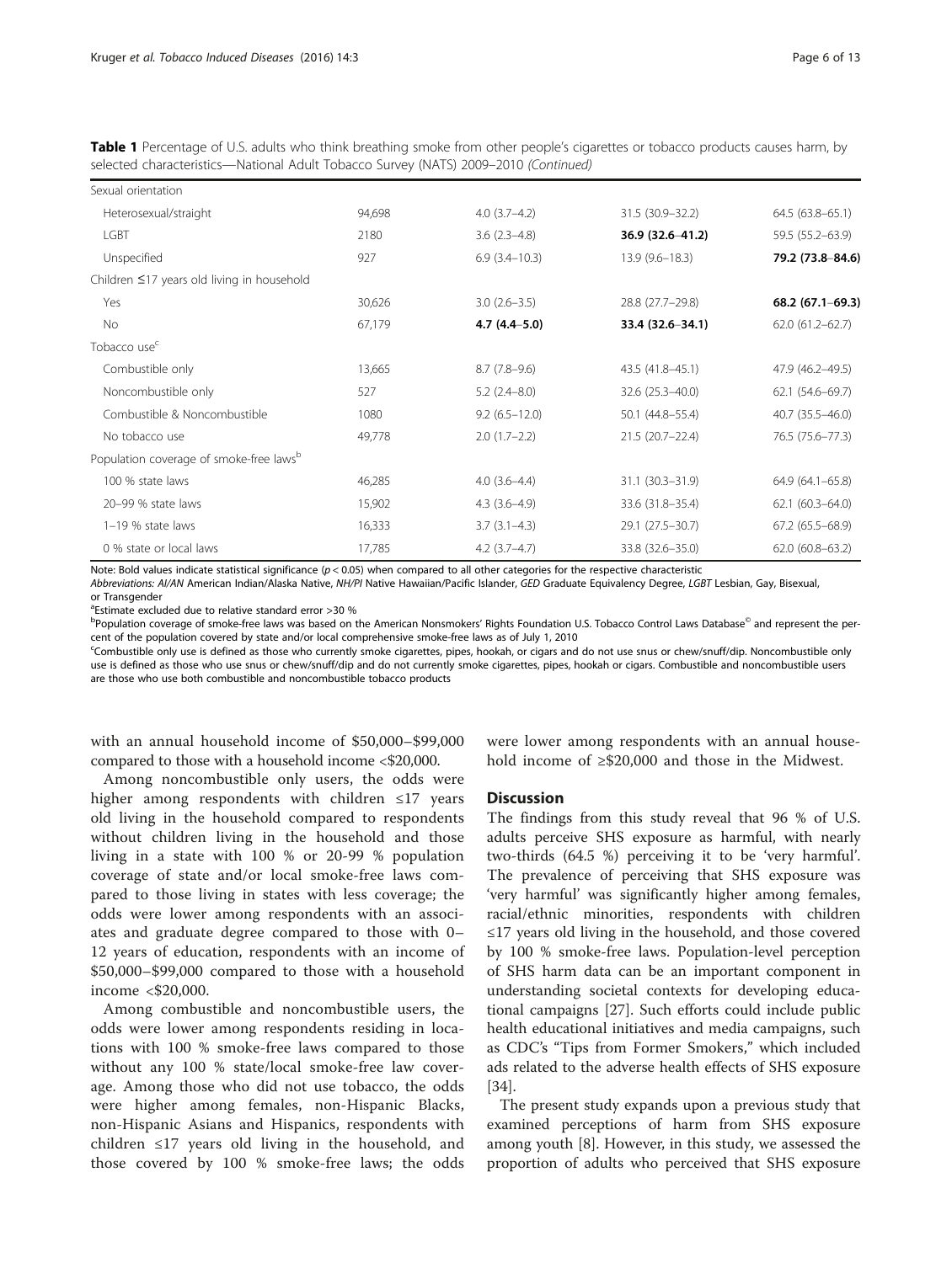**Table 1** Percentage of U.S. adults who think breathing smoke from other people's cigarettes or tobacco products causes harm, by selected characteristics—National Adult Tobacco Survey (NATS) 2009–2010 *(Continued)*

| | | | | |
|---|---|---|---|---|
| Sexual orientation | | | | |
| Heterosexual/straight | 94,698 | 4.0 (3.7–4.2) | 31.5 (30.9–32.2) | 64.5 (63.8–65.1) |
| LGBT | 2180 | 3.6 (2.3–4.8) | **36.9 (32.6–41.2)** | 59.5 (55.2–63.9) |
| Unspecified | 927 | 6.9 (3.4–10.3) | 13.9 (9.6–18.3) | **79.2 (73.8–84.6)** |
| Children ≤17 years old living in household | | | | |
| Yes | 30,626 | 3.0 (2.6–3.5) | 28.8 (27.7–29.8) | **68.2 (67.1–69.3)** |
| No | 67,179 | **4.7 (4.4–5.0)** | **33.4 (32.6–34.1)** | 62.0 (61.2–62.7) |
| Tobacco use[c] | | | | |
| Combustible only | 13,665 | 8.7 (7.8–9.6) | 43.5 (41.8–45.1) | 47.9 (46.2–49.5) |
| Noncombustible only | 527 | 5.2 (2.4–8.0) | 32.6 (25.3–40.0) | 62.1 (54.6–69.7) |
| Combustible & Noncombustible | 1080 | 9.2 (6.5–12.0) | 50.1 (44.8–55.4) | 40.7 (35.5–46.0) |
| No tobacco use | 49,778 | 2.0 (1.7–2.2) | 21.5 (20.7–22.4) | 76.5 (75.6–77.3) |
| Population coverage of smoke-free laws[b] | | | | |
| 100 % state laws | 46,285 | 4.0 (3.6–4.4) | 31.1 (30.3–31.9) | 64.9 (64.1–65.8) |
| 20–99 % state laws | 15,902 | 4.3 (3.6–4.9) | 33.6 (31.8–35.4) | 62.1 (60.3–64.0) |
| 1–19 % state laws | 16,333 | 3.7 (3.1–4.3) | 29.1 (27.5–30.7) | 67.2 (65.5–68.9) |
| 0 % state or local laws | 17,785 | 4.2 (3.7–4.7) | 33.8 (32.6–35.0) | 62.0 (60.8–63.2) |

Note: Bold values indicate statistical significance ($p < 0.05$) when compared to all other categories for the respective characteristic

*Abbreviations: AI/AN* American Indian/Alaska Native, *NH/PI* Native Hawaiian/Pacific Islander, *GED* Graduate Equivalency Degree, *LGBT* Lesbian, Gay, Bisexual, or Transgender

[a]Estimate excluded due to relative standard error >30 %

[b]Population coverage of smoke-free laws was based on the American Nonsmokers' Rights Foundation U.S. Tobacco Control Laws Database© and represent the percent of the population covered by state and/or local comprehensive smoke-free laws as of July 1, 2010

[c]Combustible only use is defined as those who currently smoke cigarettes, pipes, hookah, or cigars and do not use snus or chew/snuff/dip. Noncombustible only use is defined as those who use snus or chew/snuff/dip and do not currently smoke cigarettes, pipes, hookah or cigars. Combustible and noncombustible users are those who use both combustible and noncombustible tobacco products

with an annual household income of $50,000–$99,000 compared to those with a household income <$20,000.

Among noncombustible only users, the odds were higher among respondents with children ≤17 years old living in the household compared to respondents without children living in the household and those living in a state with 100 % or 20-99 % population coverage of state and/or local smoke-free laws compared to those living in states with less coverage; the odds were lower among respondents with an associates and graduate degree compared to those with 0–12 years of education, respondents with an income of $50,000–$99,000 compared to those with a household income <$20,000.

Among combustible and noncombustible users, the odds were lower among respondents residing in locations with 100 % smoke-free laws compared to those without any 100 % state/local smoke-free law coverage. Among those who did not use tobacco, the odds were higher among females, non-Hispanic Blacks, non-Hispanic Asians and Hispanics, respondents with children ≤17 years old living in the household, and those covered by 100 % smoke-free laws; the odds were lower among respondents with an annual household income of ≥$20,000 and those in the Midwest.

## Discussion

The findings from this study reveal that 96 % of U.S. adults perceive SHS exposure as harmful, with nearly two-thirds (64.5 %) perceiving it to be 'very harmful'. The prevalence of perceiving that SHS exposure was 'very harmful' was significantly higher among females, racial/ethnic minorities, respondents with children ≤17 years old living in the household, and those covered by 100 % smoke-free laws. Population-level perception of SHS harm data can be an important component in understanding societal contexts for developing educational campaigns [27]. Such efforts could include public health educational initiatives and media campaigns, such as CDC's "Tips from Former Smokers," which included ads related to the adverse health effects of SHS exposure [34].

The present study expands upon a previous study that examined perceptions of harm from SHS exposure among youth [8]. However, in this study, we assessed the proportion of adults who perceived that SHS exposure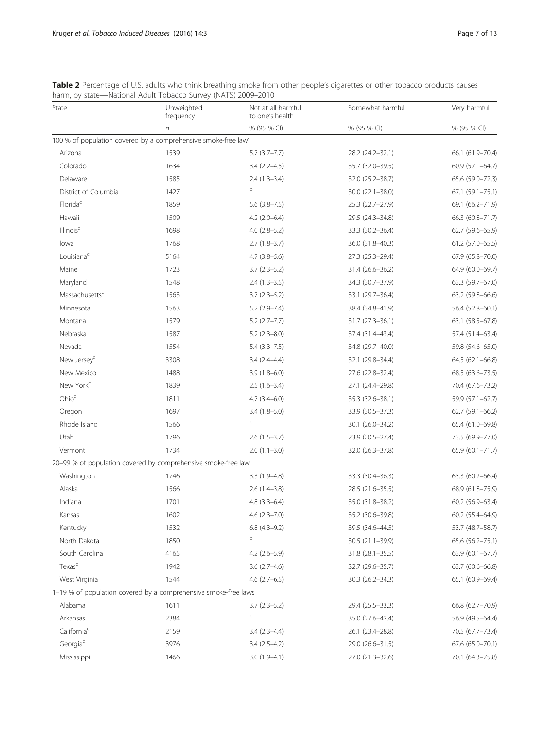**Table 2** Percentage of U.S. adults who think breathing smoke from other people's cigarettes or other tobacco products causes harm, by state—National Adult Tobacco Survey (NATS) 2009–2010

| State | Unweighted frequency | Not at all harmful to one's health | Somewhat harmful | Very harmful |
|---|---|---|---|---|
| | n | % (95 % CI) | % (95 % CI) | % (95 % CI) |
| 100 % of population covered by a comprehensive smoke-free law[a] | | | | |
| Arizona | 1539 | 5.7 (3.7–7.7) | 28.2 (24.2–32.1) | 66.1 (61.9–70.4) |
| Colorado | 1634 | 3.4 (2.2–4.5) | 35.7 (32.0–39.5) | 60.9 (57.1–64.7) |
| Delaware | 1585 | 2.4 (1.3–3.4) | 32.0 (25.2–38.7) | 65.6 (59.0–72.3) |
| District of Columbia | 1427 | b | 30.0 (22.1–38.0) | 67.1 (59.1–75.1) |
| Florida[c] | 1859 | 5.6 (3.8–7.5) | 25.3 (22.7–27.9) | 69.1 (66.2–71.9) |
| Hawaii | 1509 | 4.2 (2.0–6.4) | 29.5 (24.3–34.8) | 66.3 (60.8–71.7) |
| Illinois[c] | 1698 | 4.0 (2.8–5.2) | 33.3 (30.2–36.4) | 62.7 (59.6–65.9) |
| Iowa | 1768 | 2.7 (1.8–3.7) | 36.0 (31.8–40.3) | 61.2 (57.0–65.5) |
| Louisiana[c] | 5164 | 4.7 (3.8–5.6) | 27.3 (25.3–29.4) | 67.9 (65.8–70.0) |
| Maine | 1723 | 3.7 (2.3–5.2) | 31.4 (26.6–36.2) | 64.9 (60.0–69.7) |
| Maryland | 1548 | 2.4 (1.3–3.5) | 34.3 (30.7–37.9) | 63.3 (59.7–67.0) |
| Massachusetts[c] | 1563 | 3.7 (2.3–5.2) | 33.1 (29.7–36.4) | 63.2 (59.8–66.6) |
| Minnesota | 1563 | 5.2 (2.9–7.4) | 38.4 (34.8–41.9) | 56.4 (52.8–60.1) |
| Montana | 1579 | 5.2 (2.7–7.7) | 31.7 (27.3–36.1) | 63.1 (58.5–67.8) |
| Nebraska | 1587 | 5.2 (2.3–8.0) | 37.4 (31.4–43.4) | 57.4 (51.4–63.4) |
| Nevada | 1554 | 5.4 (3.3–7.5) | 34.8 (29.7–40.0) | 59.8 (54.6–65.0) |
| New Jersey[c] | 3308 | 3.4 (2.4–4.4) | 32.1 (29.8–34.4) | 64.5 (62.1–66.8) |
| New Mexico | 1488 | 3.9 (1.8–6.0) | 27.6 (22.8–32.4) | 68.5 (63.6–73.5) |
| New York[c] | 1839 | 2.5 (1.6–3.4) | 27.1 (24.4–29.8) | 70.4 (67.6–73.2) |
| Ohio[c] | 1811 | 4.7 (3.4–6.0) | 35.3 (32.6–38.1) | 59.9 (57.1–62.7) |
| Oregon | 1697 | 3.4 (1.8–5.0) | 33.9 (30.5–37.3) | 62.7 (59.1–66.2) |
| Rhode Island | 1566 | b | 30.1 (26.0–34.2) | 65.4 (61.0–69.8) |
| Utah | 1796 | 2.6 (1.5–3.7) | 23.9 (20.5–27.4) | 73.5 (69.9–77.0) |
| Vermont | 1734 | 2.0 (1.1–3.0) | 32.0 (26.3–37.8) | 65.9 (60.1–71.7) |
| 20–99 % of population covered by comprehensive smoke-free law | | | | |
| Washington | 1746 | 3.3 (1.9–4.8) | 33.3 (30.4–36.3) | 63.3 (60.2–66.4) |
| Alaska | 1566 | 2.6 (1.4–3.8) | 28.5 (21.6–35.5) | 68.9 (61.8–75.9) |
| Indiana | 1701 | 4.8 (3.3–6.4) | 35.0 (31.8–38.2) | 60.2 (56.9–63.4) |
| Kansas | 1602 | 4.6 (2.3–7.0) | 35.2 (30.6–39.8) | 60.2 (55.4–64.9) |
| Kentucky | 1532 | 6.8 (4.3–9.2) | 39.5 (34.6–44.5) | 53.7 (48.7–58.7) |
| North Dakota | 1850 | b | 30.5 (21.1–39.9) | 65.6 (56.2–75.1) |
| South Carolina | 4165 | 4.2 (2.6–5.9) | 31.8 (28.1–35.5) | 63.9 (60.1–67.7) |
| Texas[c] | 1942 | 3.6 (2.7–4.6) | 32.7 (29.6–35.7) | 63.7 (60.6–66.8) |
| West Virginia | 1544 | 4.6 (2.7–6.5) | 30.3 (26.2–34.3) | 65.1 (60.9–69.4) |
| 1–19 % of population covered by a comprehensive smoke-free laws | | | | |
| Alabama | 1611 | 3.7 (2.3–5.2) | 29.4 (25.5–33.3) | 66.8 (62.7–70.9) |
| Arkansas | 2384 | b | 35.0 (27.6–42.4) | 56.9 (49.5–64.4) |
| California[c] | 2159 | 3.4 (2.3–4.4) | 26.1 (23.4–28.8) | 70.5 (67.7–73.4) |
| Georgia[c] | 3976 | 3.4 (2.5–4.2) | 29.0 (26.6–31.5) | 67.6 (65.0–70.1) |
| Mississippi | 1466 | 3.0 (1.9–4.1) | 27.0 (21.3–32.6) | 70.1 (64.3–75.8) |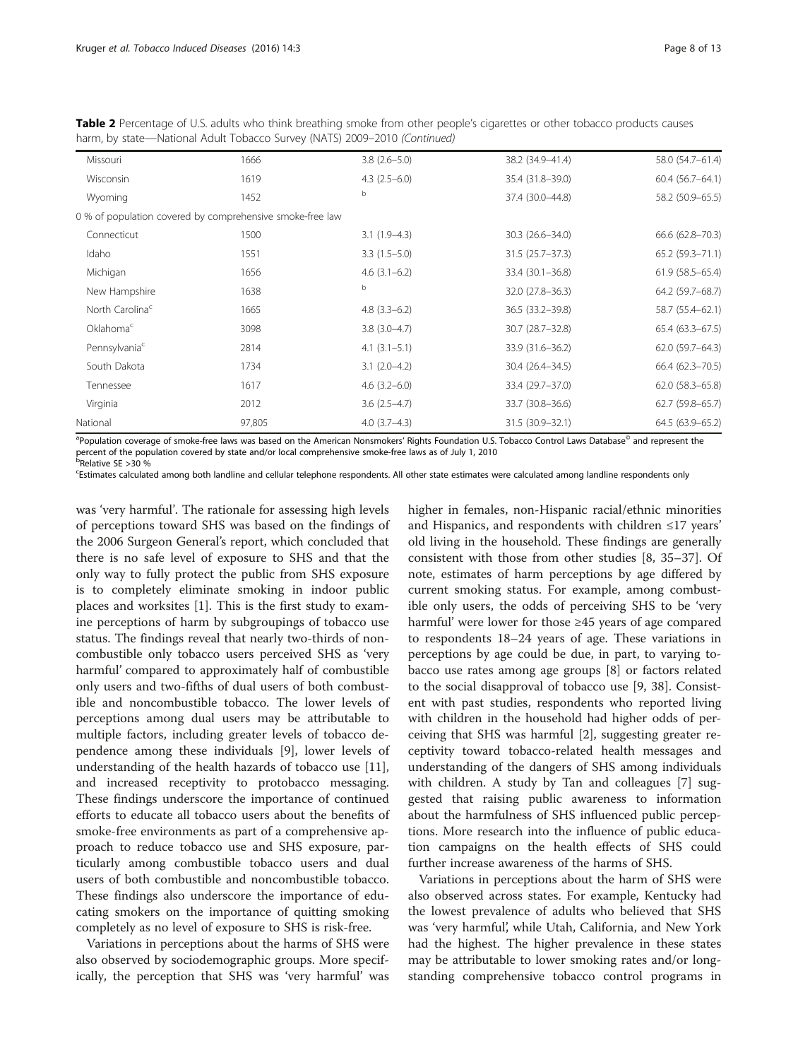**Table 2** Percentage of U.S. adults who think breathing smoke from other people's cigarettes or other tobacco products causes harm, by state—National Adult Tobacco Survey (NATS) 2009–2010 *(Continued)*

| | | | | |
|---|---|---|---|---|
| Missouri | 1666 | 3.8 (2.6–5.0) | 38.2 (34.9–41.4) | 58.0 (54.7–61.4) |
| Wisconsin | 1619 | 4.3 (2.5–6.0) | 35.4 (31.8–39.0) | 60.4 (56.7–64.1) |
| Wyoming | 1452 | b | 37.4 (30.0–44.8) | 58.2 (50.9–65.5) |
| 0 % of population covered by comprehensive smoke-free law | | | | |
| Connecticut | 1500 | 3.1 (1.9–4.3) | 30.3 (26.6–34.0) | 66.6 (62.8–70.3) |
| Idaho | 1551 | 3.3 (1.5–5.0) | 31.5 (25.7–37.3) | 65.2 (59.3–71.1) |
| Michigan | 1656 | 4.6 (3.1–6.2) | 33.4 (30.1–36.8) | 61.9 (58.5–65.4) |
| New Hampshire | 1638 | b | 32.0 (27.8–36.3) | 64.2 (59.7–68.7) |
| North Carolina[c] | 1665 | 4.8 (3.3–6.2) | 36.5 (33.2–39.8) | 58.7 (55.4–62.1) |
| Oklahoma[c] | 3098 | 3.8 (3.0–4.7) | 30.7 (28.7–32.8) | 65.4 (63.3–67.5) |
| Pennsylvania[c] | 2814 | 4.1 (3.1–5.1) | 33.9 (31.6–36.2) | 62.0 (59.7–64.3) |
| South Dakota | 1734 | 3.1 (2.0–4.2) | 30.4 (26.4–34.5) | 66.4 (62.3–70.5) |
| Tennessee | 1617 | 4.6 (3.2–6.0) | 33.4 (29.7–37.0) | 62.0 (58.3–65.8) |
| Virginia | 2012 | 3.6 (2.5–4.7) | 33.7 (30.8–36.6) | 62.7 (59.8–65.7) |
| National | 97,805 | 4.0 (3.7–4.3) | 31.5 (30.9–32.1) | 64.5 (63.9–65.2) |

[a]Population coverage of smoke-free laws was based on the American Nonsmokers' Rights Foundation U.S. Tobacco Control Laws Database© and represent the percent of the population covered by state and/or local comprehensive smoke-free laws as of July 1, 2010
[b]Relative SE >30 %
[c]Estimates calculated among both landline and cellular telephone respondents. All other state estimates were calculated among landline respondents only

was 'very harmful'. The rationale for assessing high levels of perceptions toward SHS was based on the findings of the 2006 Surgeon General's report, which concluded that there is no safe level of exposure to SHS and that the only way to fully protect the public from SHS exposure is to completely eliminate smoking in indoor public places and worksites [1]. This is the first study to examine perceptions of harm by subgroupings of tobacco use status. The findings reveal that nearly two-thirds of noncombustible only tobacco users perceived SHS as 'very harmful' compared to approximately half of combustible only users and two-fifths of dual users of both combustible and noncombustible tobacco. The lower levels of perceptions among dual users may be attributable to multiple factors, including greater levels of tobacco dependence among these individuals [9], lower levels of understanding of the health hazards of tobacco use [11], and increased receptivity to protobacco messaging. These findings underscore the importance of continued efforts to educate all tobacco users about the benefits of smoke-free environments as part of a comprehensive approach to reduce tobacco use and SHS exposure, particularly among combustible tobacco users and dual users of both combustible and noncombustible tobacco. These findings also underscore the importance of educating smokers on the importance of quitting smoking completely as no level of exposure to SHS is risk-free.

Variations in perceptions about the harms of SHS were also observed by sociodemographic groups. More specifically, the perception that SHS was 'very harmful' was higher in females, non-Hispanic racial/ethnic minorities and Hispanics, and respondents with children ≤17 years' old living in the household. These findings are generally consistent with those from other studies [8, 35–37]. Of note, estimates of harm perceptions by age differed by current smoking status. For example, among combustible only users, the odds of perceiving SHS to be 'very harmful' were lower for those ≥45 years of age compared to respondents 18–24 years of age. These variations in perceptions by age could be due, in part, to varying tobacco use rates among age groups [8] or factors related to the social disapproval of tobacco use [9, 38]. Consistent with past studies, respondents who reported living with children in the household had higher odds of perceiving that SHS was harmful [2], suggesting greater receptivity toward tobacco-related health messages and understanding of the dangers of SHS among individuals with children. A study by Tan and colleagues [7] suggested that raising public awareness to information about the harmfulness of SHS influenced public perceptions. More research into the influence of public education campaigns on the health effects of SHS could further increase awareness of the harms of SHS.

Variations in perceptions about the harm of SHS were also observed across states. For example, Kentucky had the lowest prevalence of adults who believed that SHS was 'very harmful', while Utah, California, and New York had the highest. The higher prevalence in these states may be attributable to lower smoking rates and/or longstanding comprehensive tobacco control programs in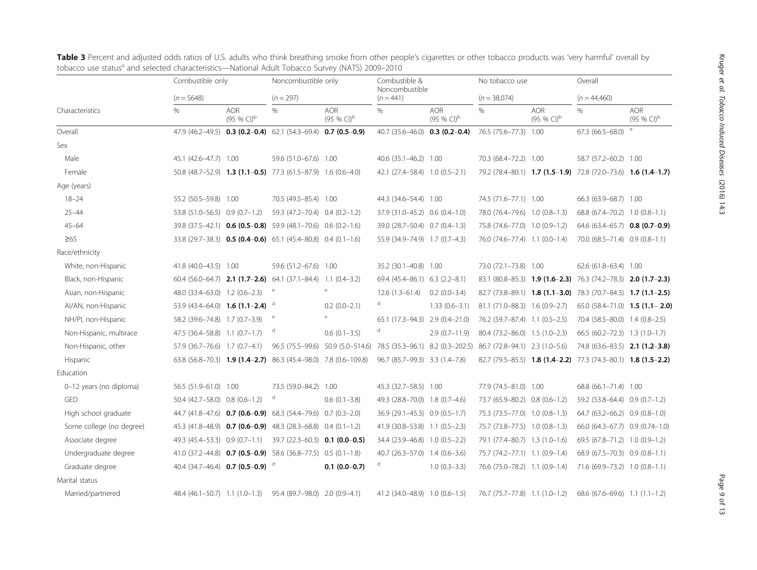**Table 3** Percent and adjusted odds ratios of U.S. adults who think breathing smoke from other people's cigarettes or other tobacco products was 'very harmful' overall by tobacco use status[a] and selected characteristics—National Adult Tobacco Survey (NATS) 2009–2010

| Characteristics | Combustible only | | Noncombustible only | | Combustible & Noncombustible | | No tobacco use | | Overall | |
|---|---|---|---|---|---|---|---|---|---|---|
| | (n = 5648) | | (n = 297) | | (n = 441) | | (n = 38,074) | | (n = 44,460) | |
| | % | AOR (95 % CI)[b] | % | AOR (95 % CI)[b] | % | AOR (95 % CI)[b] | % | AOR (95 % CI)[b] | % | AOR (95 % CI)[b] |
| Overall | 47.9 (46.2–49.5) | **0.3 (0.2–0.4)** | 62.1 (54.3–69.4) | **0.7 (0.5–0.9)** | 40.7 (35.6–46.0) | **0.3 (0.2–0.4)** | 76.5 (75.6–77.3) | 1.00 | 67.3 (66.5–68.0) | e |
| Sex | | | | | | | | | | |
| Male | 45.1 (42.6–47.7) | 1.00 | 59.6 (51.0–67.6) | 1.00 | 40.6 (35.1–46.2) | 1.00 | 70.3 (68.4–72.2) | 1.00 | 58.7 (57.2–60.2) | 1.00 |
| Female | 50.8 (48.7–52.9) | **1.3 (1.1–0.5)** | 77.3 (61.5–87.9) | 1.6 (0.6–4.0) | 42.1 (27.4–58.4) | 1.0 (0.5–2.1) | 79.2 (78.4–80.1) | **1.7 (1.5–1.9)** | 72.8 (72.0–73.6) | **1.6 (1.4–1.7)** |
| Age (years) | | | | | | | | | | |
| 18–24 | 55.2 (50.5–59.8) | 1.00 | 70.5 (49.5–85.4) | 1.00 | 44.3 (34.6–54.4) | 1.00 | 74.5 (71.6–77.1) | 1.00 | 66.3 (63.9–68.7) | 1.00 |
| 25–44 | 53.8 (51.0–56.5) | 0.9 (0.7–1.2) | 59.3 (47.2–70.4) | 0.4 (0.2–1.2) | 37.9 (31.0–45.2) | 0.6 (0.4–1.0) | 78.0 (76.4–79.6) | 1.0 (0.8–1.3) | 68.8 (67.4–70.2) | 1.0 (0.8–1.1) |
| 45–64 | 39.8 (37.5–42.1) | **0.6 (0.5–0.8)** | 59.9 (48.1–70.6) | 0.6 (0.2–1.6) | 39.0 (28.7–50.4) | 0.7 (0.4–1.3) | 75.8 (74.6–77.0) | 1.0 (0.9–1.2) | 64.6 (63.4–65.7) | **0.8 (0.7–0.9)** |
| ≥65 | 33.8 (29.7–38.3) | **0.5 (0.4–0.6)** | 65.1 (45.4–80.8) | 0.4 (0.1–1.6) | 55.9 (34.9–74.9) | 1.7 (0.7–4.3) | 76.0 (74.6–77.4) | 1.1 (0.0–1.4) | 70.0 (68.5–71.4) | 0.9 (0.8–1.1) |
| Race/ethnicity | | | | | | | | | | |
| White, non-Hispanic | 41.8 (40.0–43.5) | 1.00 | 59.6 (51.2–67.6) | 1.00 | 35.2 (30.1–40.8) | 1.00 | 73.0 (72.1–73.8) | 1.00 | 62.6 (61.8–63.4) | 1.00 |
| Black, non-Hispanic | 60.4 (56.0–64.7) | **2.1 (1.7–2.6)** | 64.1 (37.1–84.4) | 1.1 (0.4–3.2) | 69.4 (45.4–86.1) | 6.3 (2.2–8.1) | 83.1 (80.8–85.3) | **1.9 (1.6–2.3)** | 76.3 (74.2–78.3) | **2.0 (1.7–2.3)** |
| Asian, non-Hispanic | 48.0 (33.4–63.0) | 1.2 (0.6–2.3) | e | e | 12.6 (1.3–61.4) | 0.2 (0.0–3.4) | 82.7 (73.8–89.1) | **1.8 (1.1–3.0)** | 78.3 (70.7–84.3) | **1.7 (1.1–2.5)** |
| AI/AN, non-Hispanic | 53.9 (43.4–64.0) | **1.6 (1.1–2.4)** | d | 0.2 (0.0–2.1) | d | 1.33 (0.6–3.1) | 81.1 (71.0–88.3) | 1.6 (0.9–2.7) | 65.0 (58.4–71.0) | **1.5 (1.1– 2.0)** |
| NH/PI, non-Hispanic | 58.2 (39.6–74.8) | 1.7 (0.7–3.9) | e | e | 65.1 (17.3–94.3) | 2.9 (0.4–21.0) | 76.2 (59.7–87.4) | 1.1 (0.5–2.5) | 70.4 (58.5–80.0) | 1.4 (0.8–2.5) |
| Non-Hispanic, multirace | 47.5 (36.4–58.8) | 1.1 (0.7–1.7) | d | 0.6 (0.1–3.5) | d | 2.9 (0.7–11.9) | 80.4 (73.2–86.0) | 1.5 (1.0–2.3) | 66.5 (60.2–72.3) | 1.3 (1.0–1.7) |
| Non-Hispanic, other | 57.9 (36.7–76.6) | 1.7 (0.7–4.1) | 96.5 (75.5–99.6) | 50.9 (5.0–514.6) | 78.5 (35.3–96.1) | 8.2 (0.3–202.5) | 86.7 (72.8–94.1) | 2.3 (1.0–5.6) | 74.8 (63.6–83.5) | **2.1 (1.2–3.8)** |
| Hispanic | 63.8 (56.8–70.3) | **1.9 (1.4–2.7)** | 86.3 (45.4–98.0) | 7.8 (0.6–109.8) | 96.7 (85.7–99.3) | 3.3 (1.4–7.8) | 82.7 (79.5–85.5) | **1.8 (1.4–2.2)** | 77.3 (74.3–80.1) | **1.8 (1.5–2.2)** |
| Education | | | | | | | | | | |
| 0–12 years (no diploma) | 56.5 (51.9–61.0) | 1.00 | 73.5 (59.0–84.2) | 1.00 | 45.3 (32.7–58.5) | 1.00 | 77.9 (74.5–81.0) | 1.00 | 68.8 (66.1–71.4) | 1.00 |
| GED | 50.4 (42.7–58.0) | 0.8 (0.6–1.2) | d | 0.6 (0.1–3.8) | 49.3 (28.8–70.0) | 1.8 (0.7–4.6) | 73.7 (65.9–80.2) | 0.8 (0.6–1.2) | 59.2 (53.8–64.4) | 0.9 (0.7–1.2) |
| High school graduate | 44.7 (41.8–47.6) | **0.7 (0.6–0.9)** | 68.3 (54.4–79.6) | 0.7 (0.3–2.0) | 36.9 (29.1–45.3) | 0.9 (0.5–1.7) | 75.3 (73.5–77.0) | 1.0 (0.8–1.3) | 64.7 (63.2–66.2) | 0.9 (0.8–1.0) |
| Some college (no degree) | 45.3 (41.8–48.9) | **0.7 (0.6–0.9)** | 48.3 (28.3–68.8) | 0.4 (0.1–1.2) | 41.9 (30.8–53.8) | 1.1 (0.5–2.3) | 75.7 (73.8–77.5) | 1.0 (0.8–1.3) | 66.0 (64.3–67.7) | 0.9 (0.74–1.0) |
| Associate degree | 49.3 (45.4–53.3) | 0.9 (0.7–1.1) | 39.7 (22.3–60.3) | **0.1 (0.0–0.5)** | 34.4 (23.9–46.8) | 1.0 (0.5–2.2) | 79.1 (77.4–80.7) | 1.3 (1.0–1.6) | 69.5 (67.8–71.2) | 1.0 (0.9–1.2) |
| Undergraduate degree | 41.0 (37.2–44.8) | **0.7 (0.5–0.9)** | 58.6 (36.8–77.5) | 0.5 (0.1–1.8) | 40.7 (26.3–57.0) | 1.4 (0.6–3.6) | 75.7 (74.2–77.1) | 1.1 (0.9–1.4) | 68.9 (67.5–70.3) | 0.9 (0.8–1.1) |
| Graduate degree | 40.4 (34.7–46.4) | **0.7 (0.5–0.9)** | d | **0.1 (0.0–0.7)** | d | 1.0 (0.3–3.3) | 76.6 (75.0–78.2) | 1.1 (0.9–1.4) | 71.6 (69.9–73.2) | 1.0 (0.8–1.1) |
| Marital status | | | | | | | | | | |
| Married/partnered | 48.4 (46.1–50.7) | 1.1 (1.0–1.3) | 95.4 (89.7–98.0) | 2.0 (0.9–4.1) | 41.2 (34.0–48.9) | 1.0 (0.6–1.5) | 76.7 (75.7–77.8) | 1.1 (1.0–1.2) | 68.6 (67.6–69.6) | 1.1 (1.1–1.2) |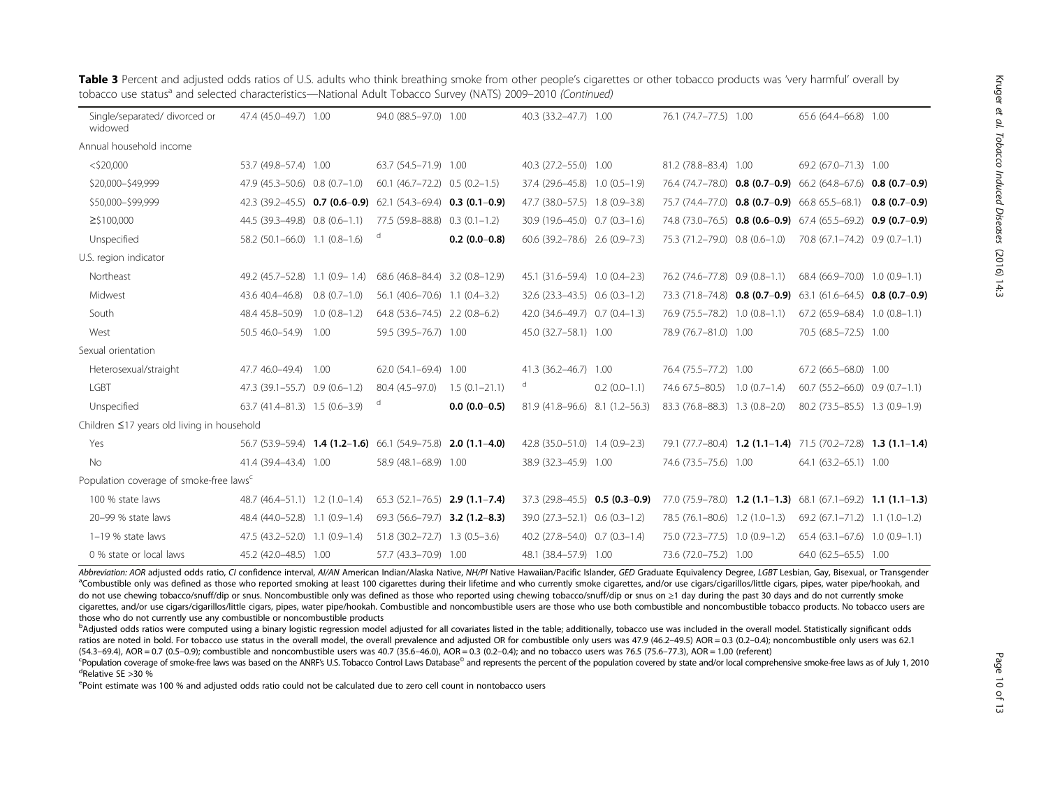**Table 3** Percent and adjusted odds ratios of U.S. adults who think breathing smoke from other people's cigarettes or other tobacco products was 'very harmful' overall by tobacco use status[a] and selected characteristics—National Adult Tobacco Survey (NATS) 2009–2010 *(Continued)*

| | | | | | | | | | | |
|---|---|---|---|---|---|---|---|---|---|---|
| Single/separated/ divorced or widowed | 47.4 (45.0–49.7) | 1.00 | 94.0 (88.5–97.0) | 1.00 | 40.3 (33.2–47.7) | 1.00 | 76.1 (74.7–77.5) | 1.00 | 65.6 (64.4–66.8) | 1.00 |
| Annual household income | | | | | | | | | | |
| <$20,000 | 53.7 (49.8–57.4) | 1.00 | 63.7 (54.5–71.9) | 1.00 | 40.3 (27.2–55.0) | 1.00 | 81.2 (78.8–83.4) | 1.00 | 69.2 (67.0–71.3) | 1.00 |
| $20,000–$49,999 | 47.9 (45.3–50.6) | 0.8 (0.7–1.0) | 60.1 (46.7–72.2) | 0.5 (0.2–1.5) | 37.4 (29.6–45.8) | 1.0 (0.5–1.9) | 76.4 (74.7–78.0) | **0.8 (0.7–0.9)** | 66.2 (64.8–67.6) | **0.8 (0.7–0.9)** |
| $50,000–$99,999 | 42.3 (39.2–45.5) | **0.7 (0.6–0.9)** | 62.1 (54.3–69.4) | **0.3 (0.1–0.9)** | 47.7 (38.0–57.5) | 1.8 (0.9–3.8) | 75.7 (74.4–77.0) | **0.8 (0.7–0.9)** | 66.8 65.5–68.1) | **0.8 (0.7–0.9)** |
| ≥$100,000 | 44.5 (39.3–49.8) | 0.8 (0.6–1.1) | 77.5 (59.8–88.8) | 0.3 (0.1–1.2) | 30.9 (19.6–45.0) | 0.7 (0.3–1.6) | 74.8 (73.0–76.5) | **0.8 (0.6–0.9)** | 67.4 (65.5–69.2) | **0.9 (0.7–0.9)** |
| Unspecified | 58.2 (50.1–66.0) | 1.1 (0.8–1.6) | [d] | **0.2 (0.0–0.8)** | 60.6 (39.2–78.6) | 2.6 (0.9–7.3) | 75.3 (71.2–79.0) | 0.8 (0.6–1.0) | 70.8 (67.1–74.2) | 0.9 (0.7–1.1) |
| U.S. region indicator | | | | | | | | | | |
| Northeast | 49.2 (45.7–52.8) | 1.1 (0.9– 1.4) | 68.6 (46.8–84.4) | 3.2 (0.8–12.9) | 45.1 (31.6–59.4) | 1.0 (0.4–2.3) | 76.2 (74.6–77.8) | 0.9 (0.8–1.1) | 68.4 (66.9–70.0) | 1.0 (0.9–1.1) |
| Midwest | 43.6 40.4–46.8) | 0.8 (0.7–1.0) | 56.1 (40.6–70.6) | 1.1 (0.4–3.2) | 32.6 (23.3–43.5) | 0.6 (0.3–1.2) | 73.3 (71.8–74.8) | **0.8 (0.7–0.9)** | 63.1 (61.6–64.5) | **0.8 (0.7–0.9)** |
| South | 48.4 45.8–50.9) | 1.0 (0.8–1.2) | 64.8 (53.6–74.5) | 2.2 (0.8–6.2) | 42.0 (34.6–49.7) | 0.7 (0.4–1.3) | 76.9 (75.5–78.2) | 1.0 (0.8–1.1) | 67.2 (65.9–68.4) | 1.0 (0.8–1.1) |
| West | 50.5 46.0–54.9) | 1.00 | 59.5 (39.5–76.7) | 1.00 | 45.0 (32.7–58.1) | 1.00 | 78.9 (76.7–81.0) | 1.00 | 70.5 (68.5–72.5) | 1.00 |
| Sexual orientation | | | | | | | | | | |
| Heterosexual/straight | 47.7 46.0–49.4) | 1.00 | 62.0 (54.1–69.4) | 1.00 | 41.3 (36.2–46.7) | 1.00 | 76.4 (75.5–77.2) | 1.00 | 67.2 (66.5–68.0) | 1.00 |
| LGBT | 47.3 (39.1–55.7) | 0.9 (0.6–1.2) | 80.4 (4.5–97.0) | 1.5 (0.1–21.1) | [d] | 0.2 (0.0–1.1) | 74.6 67.5–80.5) | 1.0 (0.7–1.4) | 60.7 (55.2–66.0) | 0.9 (0.7–1.1) |
| Unspecified | 63.7 (41.4–81.3) | 1.5 (0.6–3.9) | [d] | **0.0 (0.0–0.5)** | 81.9 (41.8–96.6) | 8.1 (1.2–56.3) | 83.3 (76.8–88.3) | 1.3 (0.8–2.0) | 80.2 (73.5–85.5) | 1.3 (0.9–1.9) |
| Children ≤17 years old living in household | | | | | | | | | | |
| Yes | 56.7 (53.9–59.4) | **1.4 (1.2–1.6)** | 66.1 (54.9–75.8) | **2.0 (1.1–4.0)** | 42.8 (35.0–51.0) | 1.4 (0.9–2.3) | 79.1 (77.7–80.4) | **1.2 (1.1–1.4)** | 71.5 (70.2–72.8) | **1.3 (1.1–1.4)** |
| No | 41.4 (39.4–43.4) | 1.00 | 58.9 (48.1–68.9) | 1.00 | 38.9 (32.3–45.9) | 1.00 | 74.6 (73.5–75.6) | 1.00 | 64.1 (63.2–65.1) | 1.00 |
| Population coverage of smoke-free laws[c] | | | | | | | | | | |
| 100 % state laws | 48.7 (46.4–51.1) | 1.2 (1.0–1.4) | 65.3 (52.1–76.5) | **2.9 (1.1–7.4)** | 37.3 (29.8–45.5) | **0.5 (0.3–0.9)** | 77.0 (75.9–78.0) | **1.2 (1.1–1.3)** | 68.1 (67.1–69.2) | **1.1 (1.1–1.3)** |
| 20–99 % state laws | 48.4 (44.0–52.8) | 1.1 (0.9–1.4) | 69.3 (56.6–79.7) | **3.2 (1.2–8.3)** | 39.0 (27.3–52.1) | 0.6 (0.3–1.2) | 78.5 (76.1–80.6) | 1.2 (1.0–1.3) | 69.2 (67.1–71.2) | 1.1 (1.0–1.2) |
| 1–19 % state laws | 47.5 (43.2–52.0) | 1.1 (0.9–1.4) | 51.8 (30.2–72.7) | 1.3 (0.5–3.6) | 40.2 (27.8–54.0) | 0.7 (0.3–1.4) | 75.0 (72.3–77.5) | 1.0 (0.9–1.2) | 65.4 (63.1–67.6) | 1.0 (0.9–1.1) |
| 0 % state or local laws | 45.2 (42.0–48.5) | 1.00 | 57.7 (43.3–70.9) | 1.00 | 48.1 (38.4–57.9) | 1.00 | 73.6 (72.0–75.2) | 1.00 | 64.0 (62.5–65.5) | 1.00 |

*Abbreviation: AOR* adjusted odds ratio, *CI* confidence interval, *AI/AN* American Indian/Alaska Native, *NH/PI* Native Hawaiian/Pacific Islander, *GED* Graduate Equivalency Degree, *LGBT* Lesbian, Gay, Bisexual, or Transgender

[a]Combustible only was defined as those who reported smoking at least 100 cigarettes during their lifetime and who currently smoke cigarettes, and/or use cigars/cigarillos/little cigars, pipes, water pipe/hookah, and do not use chewing tobacco/snuff/dip or snus. Noncombustible only was defined as those who reported using chewing tobacco/snuff/dip or snus on ≥1 day during the past 30 days and do not currently smoke cigarettes, and/or use cigars/cigarillos/little cigars, pipes, water pipe/hookah. Combustible and noncombustible users are those who use both combustible and noncombustible tobacco products. No tobacco users are those who do not currently use any combustible or noncombustible products

[b]Adjusted odds ratios were computed using a binary logistic regression model adjusted for all covariates listed in the table; additionally, tobacco use was included in the overall model. Statistically significant odds ratios are noted in bold. For tobacco use status in the overall model, the overall prevalence and adjusted OR for combustible only users was 47.9 (46.2–49.5) AOR = 0.3 (0.2–0.4); noncombustible only users was 62.1 (54.3–69.4), AOR = 0.7 (0.5–0.9); combustible and noncombustible users was 40.7 (35.6–46.0), AOR = 0.3 (0.2–0.4); and no tobacco users was 76.5 (75.6–77.3), AOR = 1.00 (referent)

[c]Population coverage of smoke-free laws was based on the ANRF's U.S. Tobacco Control Laws Database© and represents the percent of the population covered by state and/or local comprehensive smoke-free laws as of July 1, 2010

[d]Relative SE >30 %

[e]Point estimate was 100 % and adjusted odds ratio could not be calculated due to zero cell count in nontobacco users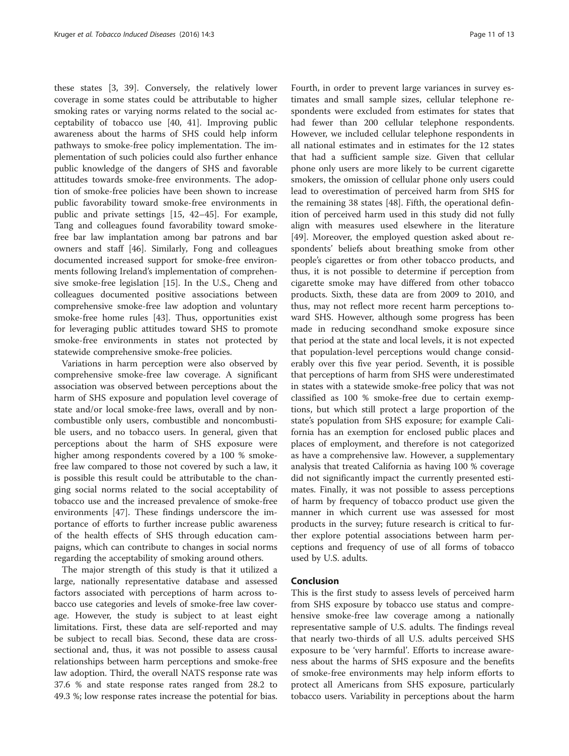these states [3, 39]. Conversely, the relatively lower coverage in some states could be attributable to higher smoking rates or varying norms related to the social acceptability of tobacco use [40, 41]. Improving public awareness about the harms of SHS could help inform pathways to smoke-free policy implementation. The implementation of such policies could also further enhance public knowledge of the dangers of SHS and favorable attitudes towards smoke-free environments. The adoption of smoke-free policies have been shown to increase public favorability toward smoke-free environments in public and private settings [15, 42–45]. For example, Tang and colleagues found favorability toward smoke-free bar law implantation among bar patrons and bar owners and staff [46]. Similarly, Fong and colleagues documented increased support for smoke-free environments following Ireland's implementation of comprehensive smoke-free legislation [15]. In the U.S., Cheng and colleagues documented positive associations between comprehensive smoke-free law adoption and voluntary smoke-free home rules [43]. Thus, opportunities exist for leveraging public attitudes toward SHS to promote smoke-free environments in states not protected by statewide comprehensive smoke-free policies.

Variations in harm perception were also observed by comprehensive smoke-free law coverage. A significant association was observed between perceptions about the harm of SHS exposure and population level coverage of state and/or local smoke-free laws, overall and by noncombustible only users, combustible and noncombustible users, and no tobacco users. In general, given that perceptions about the harm of SHS exposure were higher among respondents covered by a 100 % smoke-free law compared to those not covered by such a law, it is possible this result could be attributable to the changing social norms related to the social acceptability of tobacco use and the increased prevalence of smoke-free environments [47]. These findings underscore the importance of efforts to further increase public awareness of the health effects of SHS through education campaigns, which can contribute to changes in social norms regarding the acceptability of smoking around others.

The major strength of this study is that it utilized a large, nationally representative database and assessed factors associated with perceptions of harm across tobacco use categories and levels of smoke-free law coverage. However, the study is subject to at least eight limitations. First, these data are self-reported and may be subject to recall bias. Second, these data are cross-sectional and, thus, it was not possible to assess causal relationships between harm perceptions and smoke-free law adoption. Third, the overall NATS response rate was 37.6 % and state response rates ranged from 28.2 to 49.3 %; low response rates increase the potential for bias. Fourth, in order to prevent large variances in survey estimates and small sample sizes, cellular telephone respondents were excluded from estimates for states that had fewer than 200 cellular telephone respondents. However, we included cellular telephone respondents in all national estimates and in estimates for the 12 states that had a sufficient sample size. Given that cellular phone only users are more likely to be current cigarette smokers, the omission of cellular phone only users could lead to overestimation of perceived harm from SHS for the remaining 38 states [48]. Fifth, the operational definition of perceived harm used in this study did not fully align with measures used elsewhere in the literature [49]. Moreover, the employed question asked about respondents' beliefs about breathing smoke from other people's cigarettes or from other tobacco products, and thus, it is not possible to determine if perception from cigarette smoke may have differed from other tobacco products. Sixth, these data are from 2009 to 2010, and thus, may not reflect more recent harm perceptions toward SHS. However, although some progress has been made in reducing secondhand smoke exposure since that period at the state and local levels, it is not expected that population-level perceptions would change considerably over this five year period. Seventh, it is possible that perceptions of harm from SHS were underestimated in states with a statewide smoke-free policy that was not classified as 100 % smoke-free due to certain exemptions, but which still protect a large proportion of the state's population from SHS exposure; for example California has an exemption for enclosed public places and places of employment, and therefore is not categorized as have a comprehensive law. However, a supplementary analysis that treated California as having 100 % coverage did not significantly impact the currently presented estimates. Finally, it was not possible to assess perceptions of harm by frequency of tobacco product use given the manner in which current use was assessed for most products in the survey; future research is critical to further explore potential associations between harm perceptions and frequency of use of all forms of tobacco used by U.S. adults.

## Conclusion

This is the first study to assess levels of perceived harm from SHS exposure by tobacco use status and comprehensive smoke-free law coverage among a nationally representative sample of U.S. adults. The findings reveal that nearly two-thirds of all U.S. adults perceived SHS exposure to be 'very harmful'. Efforts to increase awareness about the harms of SHS exposure and the benefits of smoke-free environments may help inform efforts to protect all Americans from SHS exposure, particularly tobacco users. Variability in perceptions about the harm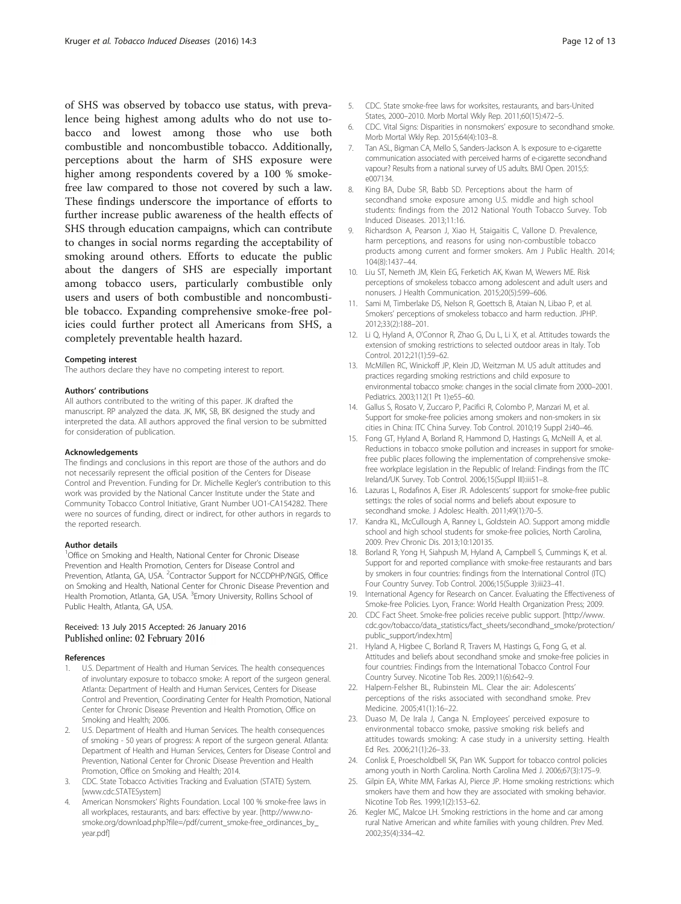of SHS was observed by tobacco use status, with prevalence being highest among adults who do not use tobacco and lowest among those who use both combustible and noncombustible tobacco. Additionally, perceptions about the harm of SHS exposure were higher among respondents covered by a 100 % smoke-free law compared to those not covered by such a law. These findings underscore the importance of efforts to further increase public awareness of the health effects of SHS through education campaigns, which can contribute to changes in social norms regarding the acceptability of smoking around others. Efforts to educate the public about the dangers of SHS are especially important among tobacco users, particularly combustible only users and users of both combustible and noncombustible tobacco. Expanding comprehensive smoke-free policies could further protect all Americans from SHS, a completely preventable health hazard.

#### Competing interest

The authors declare they have no competing interest to report.

#### Authors' contributions

All authors contributed to the writing of this paper. JK drafted the manuscript. RP analyzed the data. JK, MK, SB, BK designed the study and interpreted the data. All authors approved the final version to be submitted for consideration of publication.

#### Acknowledgements

The findings and conclusions in this report are those of the authors and do not necessarily represent the official position of the Centers for Disease Control and Prevention. Funding for Dr. Michelle Kegler's contribution to this work was provided by the National Cancer Institute under the State and Community Tobacco Control Initiative, Grant Number UO1-CA154282. There were no sources of funding, direct or indirect, for other authors in regards to the reported research.

#### Author details

[1]Office on Smoking and Health, National Center for Chronic Disease Prevention and Health Promotion, Centers for Disease Control and Prevention, Atlanta, GA, USA. [2]Contractor Support for NCCDPHP/NGIS, Office on Smoking and Health, National Center for Chronic Disease Prevention and Health Promotion, Atlanta, GA, USA. [3]Emory University, Rollins School of Public Health, Atlanta, GA, USA.

Received: 13 July 2015 Accepted: 26 January 2016
Published online: 02 February 2016

#### References

1. U.S. Department of Health and Human Services. The health consequences of involuntary exposure to tobacco smoke: A report of the surgeon general. Atlanta: Department of Health and Human Services, Centers for Disease Control and Prevention, Coordinating Center for Health Promotion, National Center for Chronic Disease Prevention and Health Promotion, Office on Smoking and Health; 2006.
2. U.S. Department of Health and Human Services. The health consequences of smoking - 50 years of progress: A report of the surgeon general. Atlanta: Department of Health and Human Services, Centers for Disease Control and Prevention, National Center for Chronic Disease Prevention and Health Promotion, Office on Smoking and Health; 2014.
3. CDC. State Tobacco Activities Tracking and Evaluation (STATE) System. [www.cdc.STATESystem]
4. American Nonsmokers' Rights Foundation. Local 100 % smoke-free laws in all workplaces, restaurants, and bars: effective by year. [http://www.no-smoke.org/download.php?file=/pdf/current_smoke-free_ordinances_by_year.pdf]
5. CDC. State smoke-free laws for worksites, restaurants, and bars-United States, 2000–2010. Morb Mortal Wkly Rep. 2011;60(15):472–5.
6. CDC. Vital Signs: Disparities in nonsmokers' exposure to secondhand smoke. Morb Mortal Wkly Rep. 2015;64(4):103–8.
7. Tan ASL, Bigman CA, Mello S, Sanders-Jackson A. Is exposure to e-cigarette communication associated with perceived harms of e-cigarette secondhand vapour? Results from a national survey of US adults. BMJ Open. 2015;5:e007134.
8. King BA, Dube SR, Babb SD. Perceptions about the harm of secondhand smoke exposure among U.S. middle and high school students: findings from the 2012 National Youth Tobacco Survey. Tob Induced Diseases. 2013;11:16.
9. Richardson A, Pearson J, Xiao H, Staigaitis C, Vallone D. Prevalence, harm perceptions, and reasons for using non-combustible tobacco products among current and former smokers. Am J Public Health. 2014;104(8):1437–44.
10. Liu ST, Nemeth JM, Klein EG, Ferketich AK, Kwan M, Wewers ME. Risk perceptions of smokeless tobacco among adolescent and adult users and nonusers. J Health Communication. 2015;20(5):599–606.
11. Sami M, Timberlake DS, Nelson R, Goettsch B, Ataian N, Libao P, et al. Smokers' perceptions of smokeless tobacco and harm reduction. JPHP. 2012;33(2):188–201.
12. Li Q, Hyland A, O'Connor R, Zhao G, Du L, Li X, et al. Attitudes towards the extension of smoking restrictions to selected outdoor areas in Italy. Tob Control. 2012;21(1):59–62.
13. McMillen RC, Winickoff JP, Klein JD, Weitzman M. US adult attitudes and practices regarding smoking restrictions and child exposure to environmental tobacco smoke: changes in the social climate from 2000–2001. Pediatrics. 2003;112(1 Pt 1):e55–60.
14. Gallus S, Rosato V, Zuccaro P, Pacifici R, Colombo P, Manzari M, et al. Support for smoke-free policies among smokers and non-smokers in six cities in China: ITC China Survey. Tob Control. 2010;19 Suppl 2:i40–46.
15. Fong GT, Hyland A, Borland R, Hammond D, Hastings G, McNeill A, et al. Reductions in tobacco smoke pollution and increases in support for smoke-free public places following the implementation of comprehensive smoke-free workplace legislation in the Republic of Ireland: Findings from the ITC Ireland/UK Survey. Tob Control. 2006;15(Suppl III):iii51–8.
16. Lazuras L, Rodafinos A, Eiser JR. Adolescents' support for smoke-free public settings: the roles of social norms and beliefs about exposure to secondhand smoke. J Adolesc Health. 2011;49(1):70–5.
17. Kandra KL, McCullough A, Ranney L, Goldstein AO. Support among middle school and high school students for smoke-free policies, North Carolina, 2009. Prev Chronic Dis. 2013;10:120135.
18. Borland R, Yong H, Siahpush M, Hyland A, Campbell S, Cummings K, et al. Support for and reported compliance with smoke-free restaurants and bars by smokers in four countries: findings from the International Control (ITC) Four Country Survey. Tob Control. 2006;15(Supple 3):iii23–41.
19. International Agency for Research on Cancer. Evaluating the Effectiveness of Smoke-free Policies. Lyon, France: World Health Organization Press; 2009.
20. CDC Fact Sheet. Smoke-free policies receive public support. [http://www.cdc.gov/tobacco/data_statistics/fact_sheets/secondhand_smoke/protection/public_support/index.htm]
21. Hyland A, Higbee C, Borland R, Travers M, Hastings G, Fong G, et al. Attitudes and beliefs about secondhand smoke and smoke-free policies in four countries: Findings from the International Tobacco Control Four Country Survey. Nicotine Tob Res. 2009;11(6):642–9.
22. Halpern-Felsher BL, Rubinstein ML. Clear the air: Adolescents' perceptions of the risks associated with secondhand smoke. Prev Medicine. 2005;41(1):16–22.
23. Duaso M, De Irala J, Canga N. Employees' perceived exposure to environmental tobacco smoke, passive smoking risk beliefs and attitudes towards smoking: A case study in a university setting. Health Ed Res. 2006;21(1):26–33.
24. Conlisk E, Proescholdbell SK, Pan WK. Support for tobacco control policies among youth in North Carolina. North Carolina Med J. 2006;67(3):175–9.
25. Gilpin EA, White MM, Farkas AJ, Pierce JP. Home smoking restrictions: which smokers have them and how they are associated with smoking behavior. Nicotine Tob Res. 1999;1(2):153–62.
26. Kegler MC, Malcoe LH. Smoking restrictions in the home and car among rural Native American and white families with young children. Prev Med. 2002;35(4):334–42.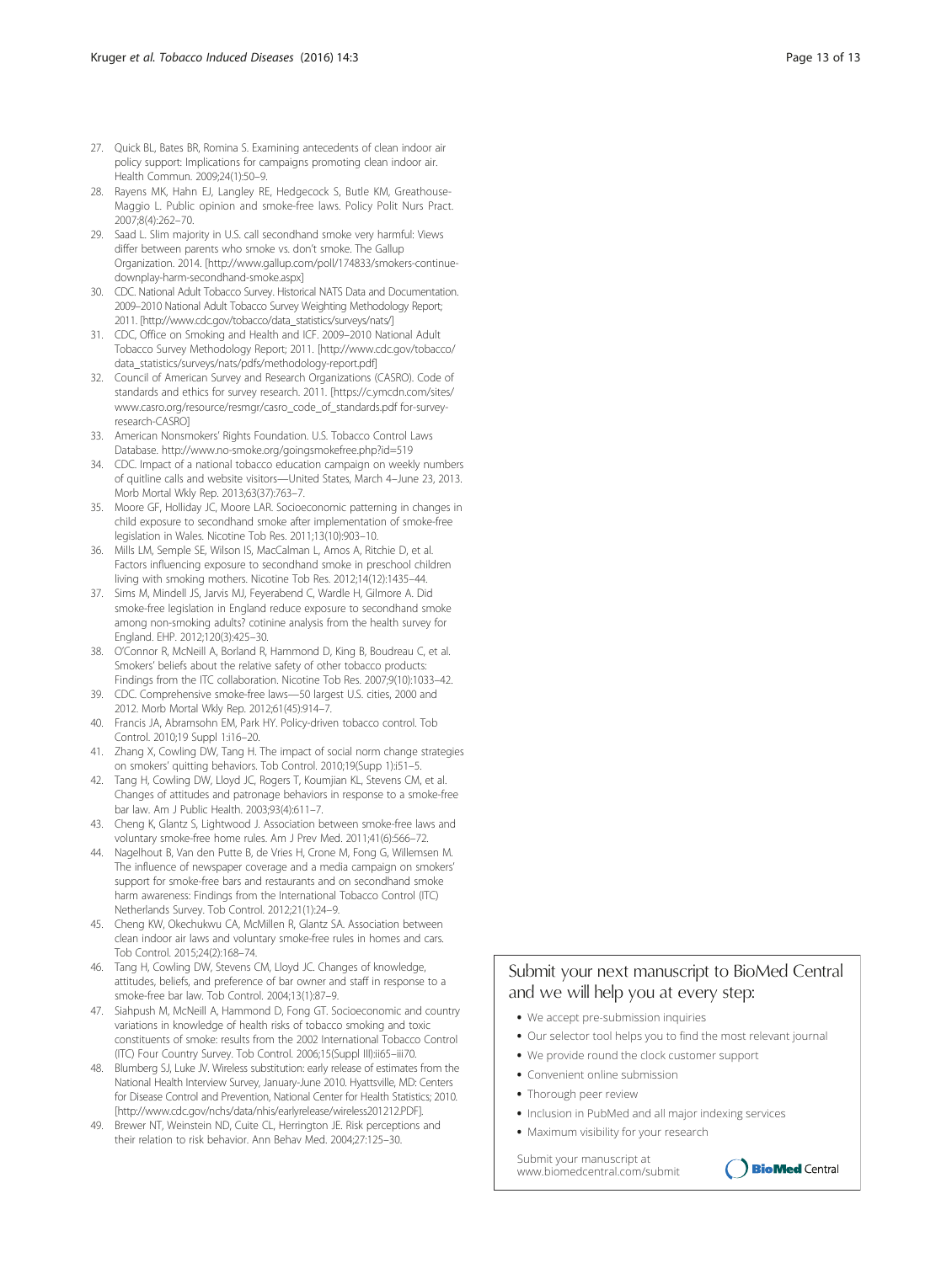27. Quick BL, Bates BR, Romina S. Examining antecedents of clean indoor air policy support: Implications for campaigns promoting clean indoor air. Health Commun. 2009;24(1):50–9.
28. Rayens MK, Hahn EJ, Langley RE, Hedgecock S, Butle KM, Greathouse-Maggio L. Public opinion and smoke-free laws. Policy Polit Nurs Pract. 2007;8(4):262–70.
29. Saad L. Slim majority in U.S. call secondhand smoke very harmful: Views differ between parents who smoke vs. don't smoke. The Gallup Organization. 2014. [http://www.gallup.com/poll/174833/smokers-continue-downplay-harm-secondhand-smoke.aspx]
30. CDC. National Adult Tobacco Survey. Historical NATS Data and Documentation. 2009–2010 National Adult Tobacco Survey Weighting Methodology Report; 2011. [http://www.cdc.gov/tobacco/data_statistics/surveys/nats/]
31. CDC, Office on Smoking and Health and ICF. 2009–2010 National Adult Tobacco Survey Methodology Report; 2011. [http://www.cdc.gov/tobacco/data_statistics/surveys/nats/pdfs/methodology-report.pdf]
32. Council of American Survey and Research Organizations (CASRO). Code of standards and ethics for survey research. 2011. [https://c.ymcdn.com/sites/www.casro.org/resource/resmgr/casro_code_of_standards.pdf for-survey-research-CASRO]
33. American Nonsmokers' Rights Foundation. U.S. Tobacco Control Laws Database. http://www.no-smoke.org/goingsmokefree.php?id=519
34. CDC. Impact of a national tobacco education campaign on weekly numbers of quitline calls and website visitors—United States, March 4–June 23, 2013. Morb Mortal Wkly Rep. 2013;63(37):763–7.
35. Moore GF, Holliday JC, Moore LAR. Socioeconomic patterning in changes in child exposure to secondhand smoke after implementation of smoke-free legislation in Wales. Nicotine Tob Res. 2011;13(10):903–10.
36. Mills LM, Semple SE, Wilson IS, MacCalman L, Amos A, Ritchie D, et al. Factors influencing exposure to secondhand smoke in preschool children living with smoking mothers. Nicotine Tob Res. 2012;14(12):1435–44.
37. Sims M, Mindell JS, Jarvis MJ, Feyerabend C, Wardle H, Gilmore A. Did smoke-free legislation in England reduce exposure to secondhand smoke among non-smoking adults? cotinine analysis from the health survey for England. EHP. 2012;120(3):425–30.
38. O'Connor R, McNeill A, Borland R, Hammond D, King B, Boudreau C, et al. Smokers' beliefs about the relative safety of other tobacco products: Findings from the ITC collaboration. Nicotine Tob Res. 2007;9(10):1033–42.
39. CDC. Comprehensive smoke-free laws—50 largest U.S. cities, 2000 and 2012. Morb Mortal Wkly Rep. 2012;61(45):914–7.
40. Francis JA, Abramsohn EM, Park HY. Policy-driven tobacco control. Tob Control. 2010;19 Suppl 1:i16–20.
41. Zhang X, Cowling DW, Tang H. The impact of social norm change strategies on smokers' quitting behaviors. Tob Control. 2010;19(Supp 1):i51–5.
42. Tang H, Cowling DW, Lloyd JC, Rogers T, Koumjian KL, Stevens CM, et al. Changes of attitudes and patronage behaviors in response to a smoke-free bar law. Am J Public Health. 2003;93(4):611–7.
43. Cheng K, Glantz S, Lightwood J. Association between smoke-free laws and voluntary smoke-free home rules. Am J Prev Med. 2011;41(6):566–72.
44. Nagelhout B, Van den Putte B, de Vries H, Crone M, Fong G, Willemsen M. The influence of newspaper coverage and a media campaign on smokers' support for smoke-free bars and restaurants and on secondhand smoke harm awareness: Findings from the International Tobacco Control (ITC) Netherlands Survey. Tob Control. 2012;21(1):24–9.
45. Cheng KW, Okechukwu CA, McMillen R, Glantz SA. Association between clean indoor air laws and voluntary smoke-free rules in homes and cars. Tob Control. 2015;24(2):168–74.
46. Tang H, Cowling DW, Stevens CM, Lloyd JC. Changes of knowledge, attitudes, beliefs, and preference of bar owner and staff in response to a smoke-free bar law. Tob Control. 2004;13(1):87–9.
47. Siahpush M, McNeill A, Hammond D, Fong GT. Socioeconomic and country variations in knowledge of health risks of tobacco smoking and toxic constituents of smoke: results from the 2002 International Tobacco Control (ITC) Four Country Survey. Tob Control. 2006;15(Suppl III):iii65–iii70.
48. Blumberg SJ, Luke JV. Wireless substitution: early release of estimates from the National Health Interview Survey, January-June 2010. Hyattsville, MD: Centers for Disease Control and Prevention, National Center for Health Statistics; 2010. [http://www.cdc.gov/nchs/data/nhis/earlyrelease/wireless201212.PDF].
49. Brewer NT, Weinstein ND, Cuite CL, Herrington JE. Risk perceptions and their relation to risk behavior. Ann Behav Med. 2004;27:125–30.

Submit your next manuscript to BioMed Central and we will help you at every step:

- We accept pre-submission inquiries
- Our selector tool helps you to find the most relevant journal
- We provide round the clock customer support
- Convenient online submission
- Thorough peer review
- Inclusion in PubMed and all major indexing services
- Maximum visibility for your research

Submit your manuscript at www.biomedcentral.com/submit

BioMed Central